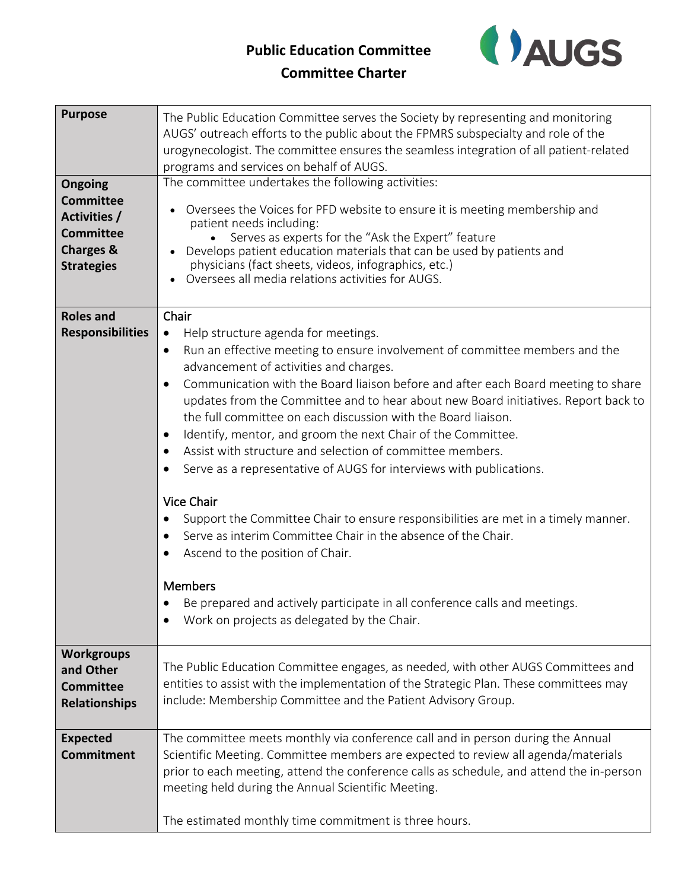# Public Education Committee

## Committee Charter

| | |
|---|---|
| **Purpose** | The Public Education Committee serves the Society by representing and monitoring AUGS' outreach efforts to the public about the FPMRS subspecialty and role of the urogynecologist. The committee ensures the seamless integration of all patient-related programs and services on behalf of AUGS. |
| **Ongoing Committee Activities / Committee Charges & Strategies** | The committee undertakes the following activities:<br><br>• Oversees the Voices for PFD website to ensure it is meeting membership and patient needs including:<br>  ◦ Serves as experts for the "Ask the Expert" feature<br>• Develops patient education materials that can be used by patients and physicians (fact sheets, videos, infographics, etc.)<br>• Oversees all media relations activities for AUGS. |
| **Roles and Responsibilities** | Chair<br>• Help structure agenda for meetings.<br>• Run an effective meeting to ensure involvement of committee members and the advancement of activities and charges.<br>• Communication with the Board liaison before and after each Board meeting to share updates from the Committee and to hear about new Board initiatives. Report back to the full committee on each discussion with the Board liaison.<br>• Identify, mentor, and groom the next Chair of the Committee.<br>• Assist with structure and selection of committee members.<br>• Serve as a representative of AUGS for interviews with publications.<br><br>Vice Chair<br>• Support the Committee Chair to ensure responsibilities are met in a timely manner.<br>• Serve as interim Committee Chair in the absence of the Chair.<br>• Ascend to the position of Chair.<br><br>Members<br>• Be prepared and actively participate in all conference calls and meetings.<br>• Work on projects as delegated by the Chair. |
| **Workgroups and Other Committee Relationships** | The Public Education Committee engages, as needed, with other AUGS Committees and entities to assist with the implementation of the Strategic Plan. These committees may include: Membership Committee and the Patient Advisory Group. |
| **Expected Commitment** | The committee meets monthly via conference call and in person during the Annual Scientific Meeting. Committee members are expected to review all agenda/materials prior to each meeting, attend the conference calls as schedule, and attend the in-person meeting held during the Annual Scientific Meeting.<br><br>The estimated monthly time commitment is three hours. |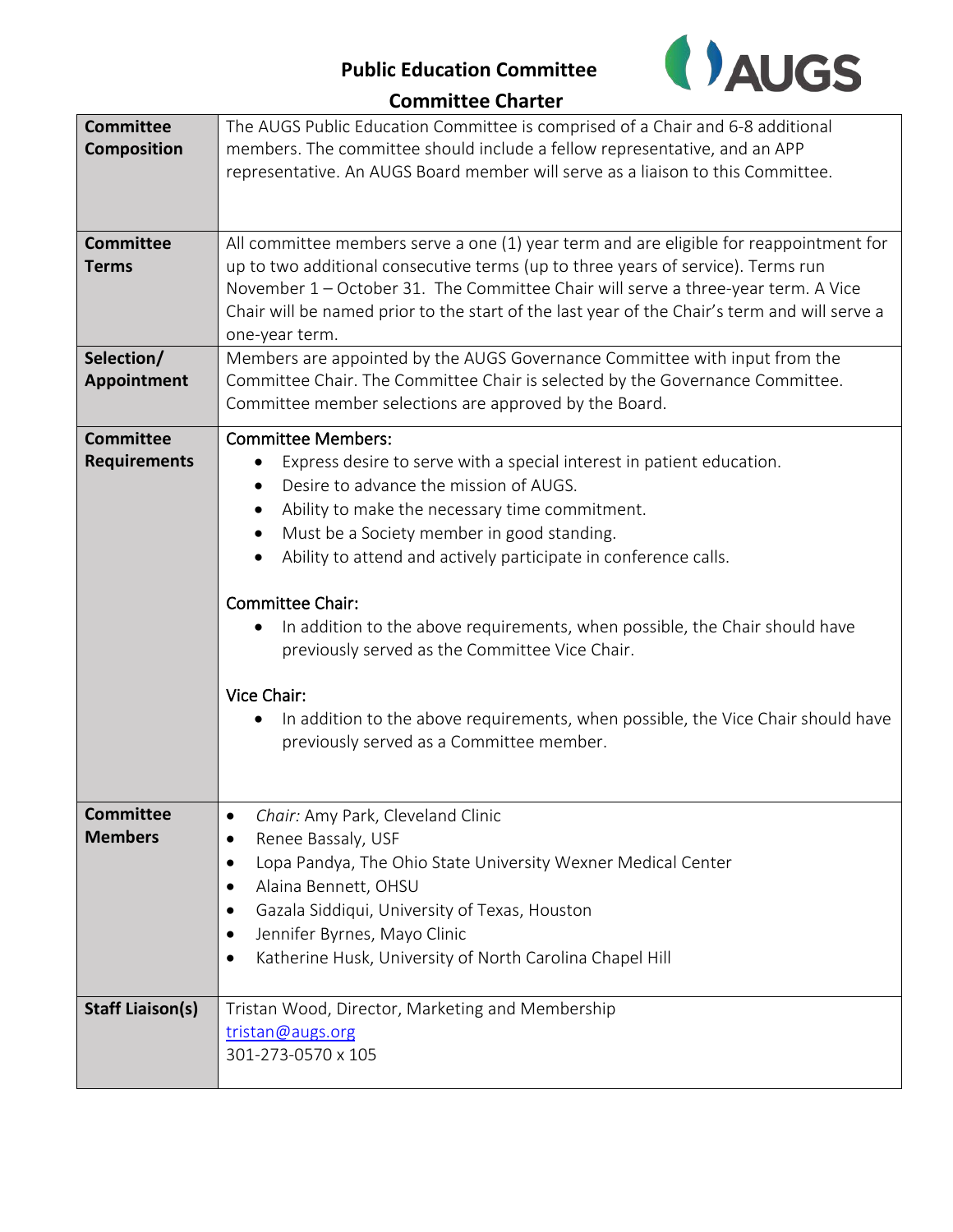# Public Education Committee

## Committee Charter

| | |
|---|---|
| **Committee Composition** | The AUGS Public Education Committee is comprised of a Chair and 6-8 additional members. The committee should include a fellow representative, and an APP representative. An AUGS Board member will serve as a liaison to this Committee. |
| **Committee Terms** | All committee members serve a one (1) year term and are eligible for reappointment for up to two additional consecutive terms (up to three years of service). Terms run November 1 – October 31. The Committee Chair will serve a three-year term. A Vice Chair will be named prior to the start of the last year of the Chair's term and will serve a one-year term. |
| **Selection/ Appointment** | Members are appointed by the AUGS Governance Committee with input from the Committee Chair. The Committee Chair is selected by the Governance Committee. Committee member selections are approved by the Board. |
| **Committee Requirements** | Committee Members:<br>• Express desire to serve with a special interest in patient education.<br>• Desire to advance the mission of AUGS.<br>• Ability to make the necessary time commitment.<br>• Must be a Society member in good standing.<br>• Ability to attend and actively participate in conference calls.<br><br>Committee Chair:<br>• In addition to the above requirements, when possible, the Chair should have previously served as the Committee Vice Chair.<br><br>Vice Chair:<br>• In addition to the above requirements, when possible, the Vice Chair should have previously served as a Committee member. |
| **Committee Members** | • *Chair:* Amy Park, Cleveland Clinic<br>• Renee Bassaly, USF<br>• Lopa Pandya, The Ohio State University Wexner Medical Center<br>• Alaina Bennett, OHSU<br>• Gazala Siddiqui, University of Texas, Houston<br>• Jennifer Byrnes, Mayo Clinic<br>• Katherine Husk, University of North Carolina Chapel Hill |
| **Staff Liaison(s)** | Tristan Wood, Director, Marketing and Membership<br>tristan@augs.org<br>301-273-0570 x 105 |